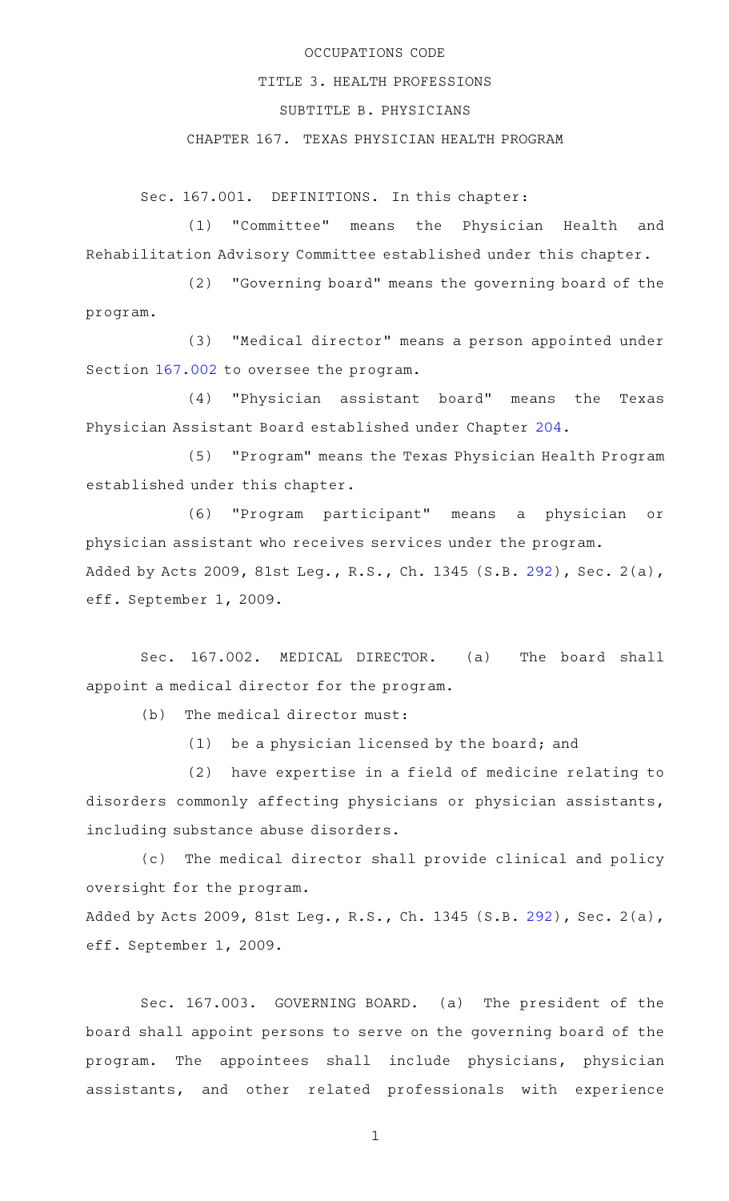OCCUPATIONS CODE

TITLE 3. HEALTH PROFESSIONS

SUBTITLE B. PHYSICIANS

CHAPTER 167. TEXAS PHYSICIAN HEALTH PROGRAM

Sec. 167.001. DEFINITIONS. In this chapter:

(1) "Committee" means the Physician Health and Rehabilitation Advisory Committee established under this chapter.

(2) "Governing board" means the governing board of the program.

(3) "Medical director" means a person appointed under Section 167.002 to oversee the program.

(4) "Physician assistant board" means the Texas Physician Assistant Board established under Chapter 204.

(5) "Program" means the Texas Physician Health Program established under this chapter.

(6) "Program participant" means a physician or physician assistant who receives services under the program.

Added by Acts 2009, 81st Leg., R.S., Ch. 1345 (S.B. 292), Sec. 2(a), eff. September 1, 2009.

Sec. 167.002. MEDICAL DIRECTOR. (a) The board shall appoint a medical director for the program.

(b) The medical director must:

(1) be a physician licensed by the board; and

(2) have expertise in a field of medicine relating to disorders commonly affecting physicians or physician assistants, including substance abuse disorders.

(c) The medical director shall provide clinical and policy oversight for the program.

Added by Acts 2009, 81st Leg., R.S., Ch. 1345 (S.B. 292), Sec. 2(a), eff. September 1, 2009.

Sec. 167.003. GOVERNING BOARD. (a) The president of the board shall appoint persons to serve on the governing board of the program. The appointees shall include physicians, physician assistants, and other related professionals with experience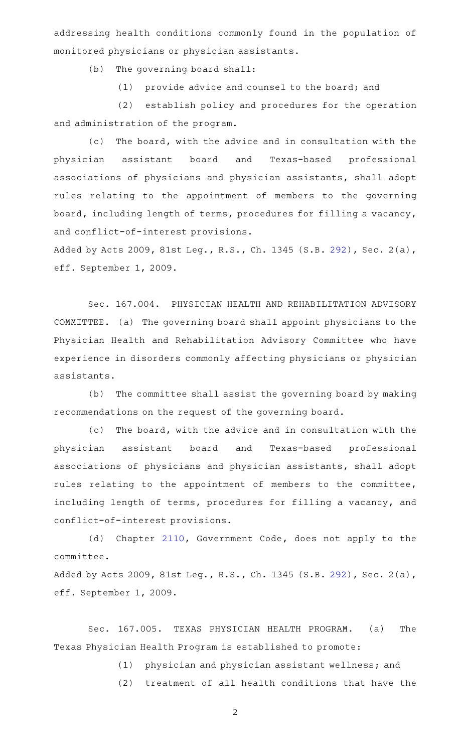addressing health conditions commonly found in the population of monitored physicians or physician assistants.

(b) The governing board shall:

(1) provide advice and counsel to the board; and

(2) establish policy and procedures for the operation and administration of the program.

(c) The board, with the advice and in consultation with the physician assistant board and Texas-based professional associations of physicians and physician assistants, shall adopt rules relating to the appointment of members to the governing board, including length of terms, procedures for filling a vacancy, and conflict-of-interest provisions.

Added by Acts 2009, 81st Leg., R.S., Ch. 1345 (S.B. 292), Sec. 2(a), eff. September 1, 2009.

Sec. 167.004. PHYSICIAN HEALTH AND REHABILITATION ADVISORY COMMITTEE. (a) The governing board shall appoint physicians to the Physician Health and Rehabilitation Advisory Committee who have experience in disorders commonly affecting physicians or physician assistants.

(b) The committee shall assist the governing board by making recommendations on the request of the governing board.

(c) The board, with the advice and in consultation with the physician assistant board and Texas-based professional associations of physicians and physician assistants, shall adopt rules relating to the appointment of members to the committee, including length of terms, procedures for filling a vacancy, and conflict-of-interest provisions.

(d) Chapter 2110, Government Code, does not apply to the committee.

Added by Acts 2009, 81st Leg., R.S., Ch. 1345 (S.B. 292), Sec. 2(a), eff. September 1, 2009.

Sec. 167.005. TEXAS PHYSICIAN HEALTH PROGRAM. (a) The Texas Physician Health Program is established to promote:

(1) physician and physician assistant wellness; and

(2) treatment of all health conditions that have the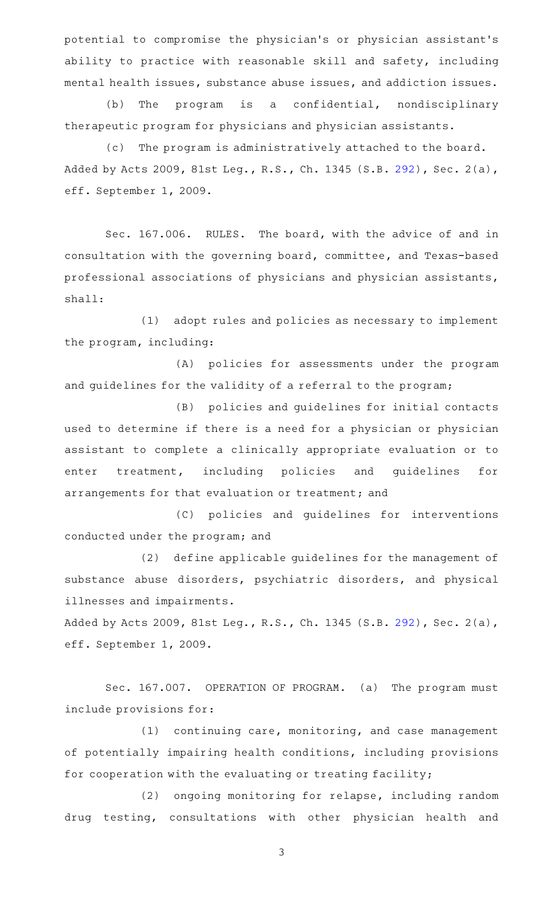potential to compromise the physician's or physician assistant's ability to practice with reasonable skill and safety, including mental health issues, substance abuse issues, and addiction issues.

(b) The program is a confidential, nondisciplinary therapeutic program for physicians and physician assistants.

(c) The program is administratively attached to the board.

Added by Acts 2009, 81st Leg., R.S., Ch. 1345 (S.B. 292), Sec. 2(a), eff. September 1, 2009.

Sec. 167.006. RULES. The board, with the advice of and in consultation with the governing board, committee, and Texas-based professional associations of physicians and physician assistants, shall:

(1) adopt rules and policies as necessary to implement the program, including:

(A) policies for assessments under the program and guidelines for the validity of a referral to the program;

(B) policies and guidelines for initial contacts used to determine if there is a need for a physician or physician assistant to complete a clinically appropriate evaluation or to enter treatment, including policies and guidelines for arrangements for that evaluation or treatment; and

(C) policies and guidelines for interventions conducted under the program; and

(2) define applicable guidelines for the management of substance abuse disorders, psychiatric disorders, and physical illnesses and impairments.

Added by Acts 2009, 81st Leg., R.S., Ch. 1345 (S.B. 292), Sec. 2(a), eff. September 1, 2009.

Sec. 167.007. OPERATION OF PROGRAM. (a) The program must include provisions for:

(1) continuing care, monitoring, and case management of potentially impairing health conditions, including provisions for cooperation with the evaluating or treating facility;

(2) ongoing monitoring for relapse, including random drug testing, consultations with other physician health and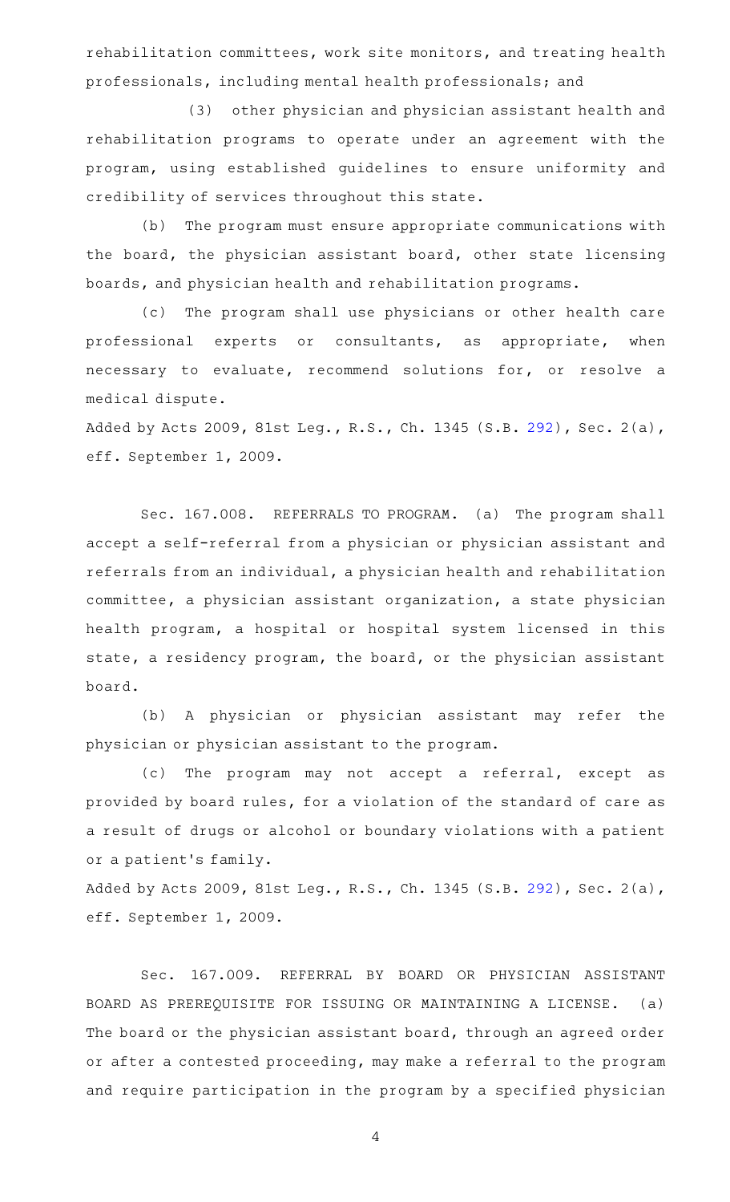rehabilitation committees, work site monitors, and treating health professionals, including mental health professionals; and

(3) other physician and physician assistant health and rehabilitation programs to operate under an agreement with the program, using established guidelines to ensure uniformity and credibility of services throughout this state.

(b) The program must ensure appropriate communications with the board, the physician assistant board, other state licensing boards, and physician health and rehabilitation programs.

(c) The program shall use physicians or other health care professional experts or consultants, as appropriate, when necessary to evaluate, recommend solutions for, or resolve a medical dispute.

Added by Acts 2009, 81st Leg., R.S., Ch. 1345 (S.B. 292), Sec. 2(a), eff. September 1, 2009.

Sec. 167.008. REFERRALS TO PROGRAM. (a) The program shall accept a self-referral from a physician or physician assistant and referrals from an individual, a physician health and rehabilitation committee, a physician assistant organization, a state physician health program, a hospital or hospital system licensed in this state, a residency program, the board, or the physician assistant board.

(b) A physician or physician assistant may refer the physician or physician assistant to the program.

(c) The program may not accept a referral, except as provided by board rules, for a violation of the standard of care as a result of drugs or alcohol or boundary violations with a patient or a patient's family.

Added by Acts 2009, 81st Leg., R.S., Ch. 1345 (S.B. 292), Sec. 2(a), eff. September 1, 2009.

Sec. 167.009. REFERRAL BY BOARD OR PHYSICIAN ASSISTANT BOARD AS PREREQUISITE FOR ISSUING OR MAINTAINING A LICENSE. (a) The board or the physician assistant board, through an agreed order or after a contested proceeding, may make a referral to the program and require participation in the program by a specified physician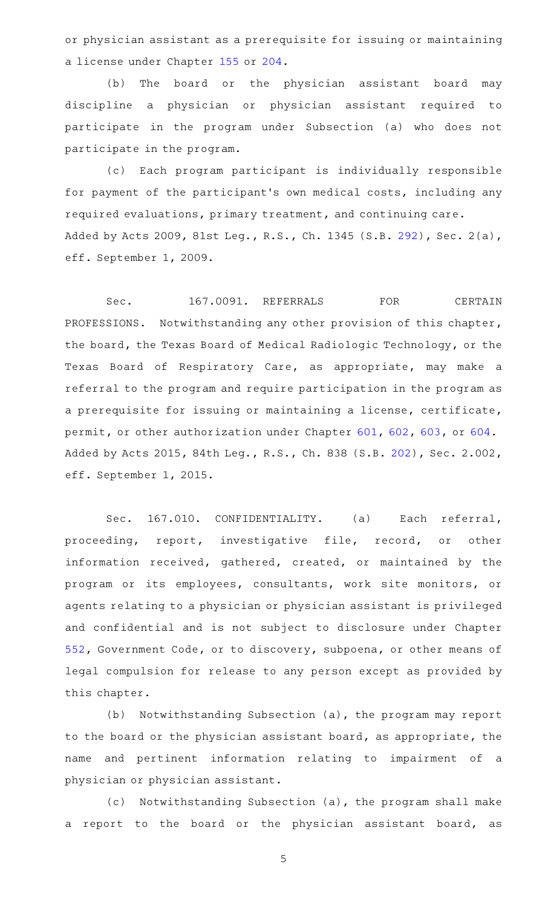or physician assistant as a prerequisite for issuing or maintaining a license under Chapter 155 or 204.

(b) The board or the physician assistant board may discipline a physician or physician assistant required to participate in the program under Subsection (a) who does not participate in the program.

(c) Each program participant is individually responsible for payment of the participant's own medical costs, including any required evaluations, primary treatment, and continuing care.

Added by Acts 2009, 81st Leg., R.S., Ch. 1345 (S.B. 292), Sec. 2(a), eff. September 1, 2009.

Sec. 167.0091. REFERRALS FOR CERTAIN PROFESSIONS. Notwithstanding any other provision of this chapter, the board, the Texas Board of Medical Radiologic Technology, or the Texas Board of Respiratory Care, as appropriate, may make a referral to the program and require participation in the program as a prerequisite for issuing or maintaining a license, certificate, permit, or other authorization under Chapter 601, 602, 603, or 604.

Added by Acts 2015, 84th Leg., R.S., Ch. 838 (S.B. 202), Sec. 2.002, eff. September 1, 2015.

Sec. 167.010. CONFIDENTIALITY. (a) Each referral, proceeding, report, investigative file, record, or other information received, gathered, created, or maintained by the program or its employees, consultants, work site monitors, or agents relating to a physician or physician assistant is privileged and confidential and is not subject to disclosure under Chapter 552, Government Code, or to discovery, subpoena, or other means of legal compulsion for release to any person except as provided by this chapter.

(b) Notwithstanding Subsection (a), the program may report to the board or the physician assistant board, as appropriate, the name and pertinent information relating to impairment of a physician or physician assistant.

(c) Notwithstanding Subsection (a), the program shall make a report to the board or the physician assistant board, as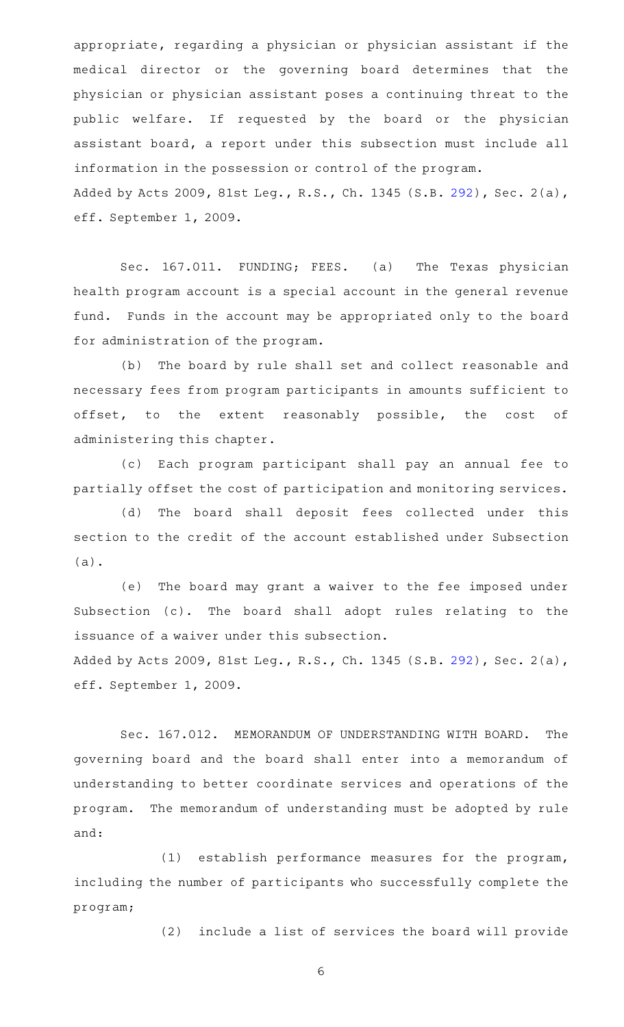appropriate, regarding a physician or physician assistant if the medical director or the governing board determines that the physician or physician assistant poses a continuing threat to the public welfare. If requested by the board or the physician assistant board, a report under this subsection must include all information in the possession or control of the program.

Added by Acts 2009, 81st Leg., R.S., Ch. 1345 (S.B. 292), Sec. 2(a), eff. September 1, 2009.

Sec. 167.011. FUNDING; FEES. (a) The Texas physician health program account is a special account in the general revenue fund. Funds in the account may be appropriated only to the board for administration of the program.

(b) The board by rule shall set and collect reasonable and necessary fees from program participants in amounts sufficient to offset, to the extent reasonably possible, the cost of administering this chapter.

(c) Each program participant shall pay an annual fee to partially offset the cost of participation and monitoring services.

(d) The board shall deposit fees collected under this section to the credit of the account established under Subsection (a).

(e) The board may grant a waiver to the fee imposed under Subsection (c). The board shall adopt rules relating to the issuance of a waiver under this subsection.

Added by Acts 2009, 81st Leg., R.S., Ch. 1345 (S.B. 292), Sec. 2(a), eff. September 1, 2009.

Sec. 167.012. MEMORANDUM OF UNDERSTANDING WITH BOARD. The governing board and the board shall enter into a memorandum of understanding to better coordinate services and operations of the program. The memorandum of understanding must be adopted by rule and:

(1) establish performance measures for the program, including the number of participants who successfully complete the program;

(2) include a list of services the board will provide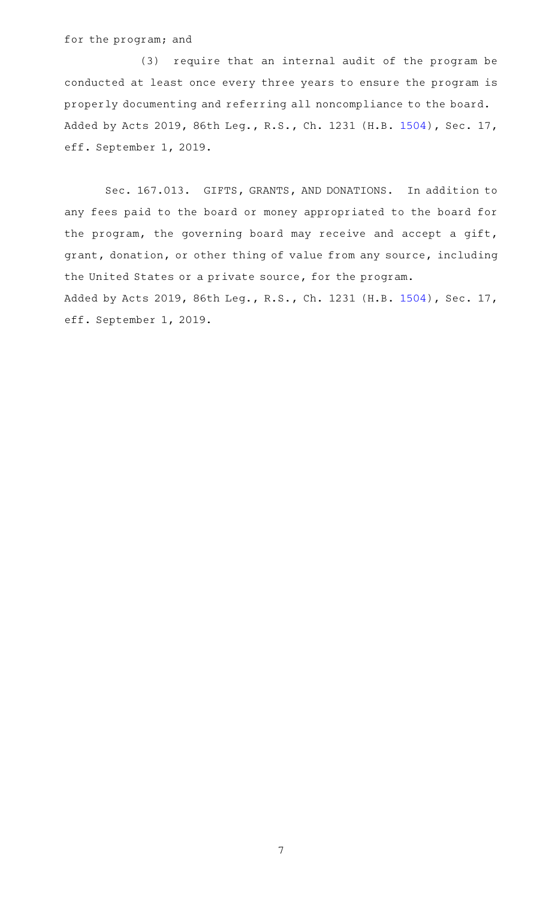for the program; and

(3) require that an internal audit of the program be conducted at least once every three years to ensure the program is properly documenting and referring all noncompliance to the board.

Added by Acts 2019, 86th Leg., R.S., Ch. 1231 (H.B. 1504), Sec. 17, eff. September 1, 2019.

Sec. 167.013. GIFTS, GRANTS, AND DONATIONS. In addition to any fees paid to the board or money appropriated to the board for the program, the governing board may receive and accept a gift, grant, donation, or other thing of value from any source, including the United States or a private source, for the program.

Added by Acts 2019, 86th Leg., R.S., Ch. 1231 (H.B. 1504), Sec. 17, eff. September 1, 2019.